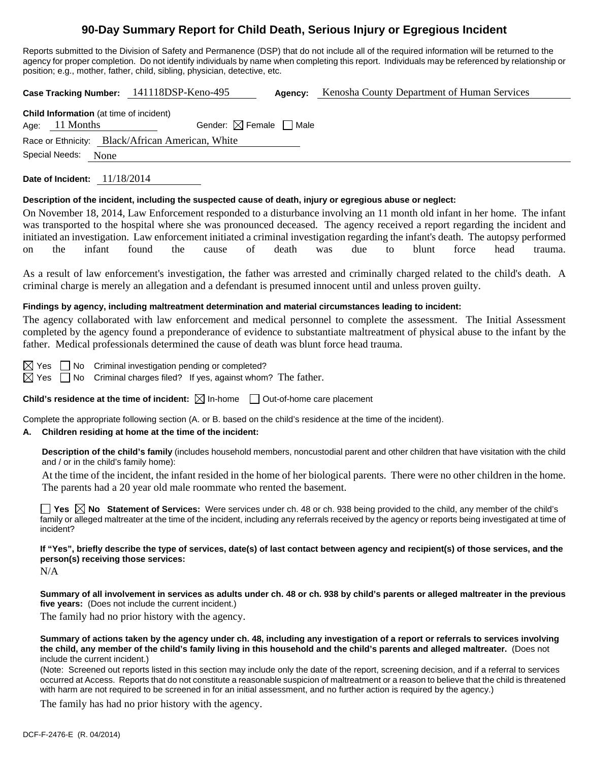# 90-Day Summary Report for Child Death, Serious Injury or Egregious Incident

Reports submitted to the Division of Safety and Permanence (DSP) that do not include all of the required information will be returned to the agency for proper completion. Do not identify individuals by name when completing this report. Individuals may be referenced by relationship or position; e.g., mother, father, child, sibling, physician, detective, etc.

**Case Tracking Number:** 141118DSP-Keno-495 **Agency:** Kenosha County Department of Human Services

**Child Information** (at time of incident)

Age: 11 Months Gender: ☒ Female ☐ Male

Race or Ethnicity: Black/African American, White

Special Needs: None

**Date of Incident:** 11/18/2014

**Description of the incident, including the suspected cause of death, injury or egregious abuse or neglect:**

On November 18, 2014, Law Enforcement responded to a disturbance involving an 11 month old infant in her home. The infant was transported to the hospital where she was pronounced deceased. The agency received a report regarding the incident and initiated an investigation. Law enforcement initiated a criminal investigation regarding the infant's death. The autopsy performed on the infant found the cause of death was due to blunt force head trauma.

As a result of law enforcement's investigation, the father was arrested and criminally charged related to the child's death. A criminal charge is merely an allegation and a defendant is presumed innocent until and unless proven guilty.

**Findings by agency, including maltreatment determination and material circumstances leading to incident:**

The agency collaborated with law enforcement and medical personnel to complete the assessment. The Initial Assessment completed by the agency found a preponderance of evidence to substantiate maltreatment of physical abuse to the infant by the father. Medical professionals determined the cause of death was blunt force head trauma.

☒ Yes ☐ No Criminal investigation pending or completed?

☒ Yes ☐ No Criminal charges filed? If yes, against whom? The father.

**Child's residence at the time of incident:** ☒ In-home ☐ Out-of-home care placement

Complete the appropriate following section (A. or B. based on the child's residence at the time of the incident).

**A. Children residing at home at the time of the incident:**

**Description of the child's family** (includes household members, noncustodial parent and other children that have visitation with the child and / or in the child's family home):

At the time of the incident, the infant resided in the home of her biological parents. There were no other children in the home. The parents had a 20 year old male roommate who rented the basement.

☐ **Yes** ☒ **No Statement of Services:** Were services under ch. 48 or ch. 938 being provided to the child, any member of the child's family or alleged maltreater at the time of the incident, including any referrals received by the agency or reports being investigated at time of incident?

**If "Yes", briefly describe the type of services, date(s) of last contact between agency and recipient(s) of those services, and the person(s) receiving those services:**

N/A

**Summary of all involvement in services as adults under ch. 48 or ch. 938 by child's parents or alleged maltreater in the previous five years:** (Does not include the current incident.)

The family had no prior history with the agency.

**Summary of actions taken by the agency under ch. 48, including any investigation of a report or referrals to services involving the child, any member of the child's family living in this household and the child's parents and alleged maltreater.** (Does not include the current incident.)

(Note: Screened out reports listed in this section may include only the date of the report, screening decision, and if a referral to services occurred at Access. Reports that do not constitute a reasonable suspicion of maltreatment or a reason to believe that the child is threatened with harm are not required to be screened in for an initial assessment, and no further action is required by the agency.)

The family has had no prior history with the agency.

DCF-F-2476-E (R. 04/2014)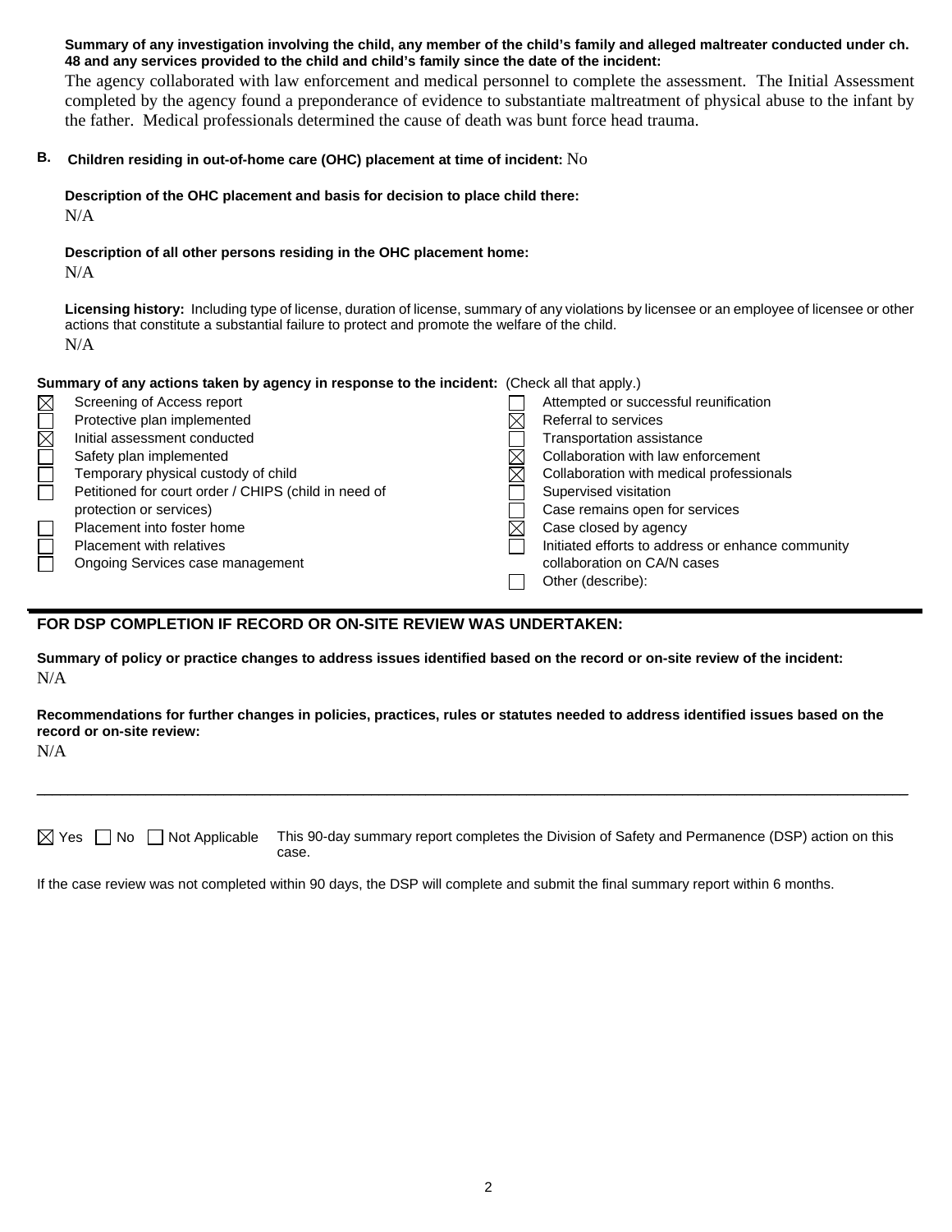**Summary of any investigation involving the child, any member of the child's family and alleged maltreater conducted under ch. 48 and any services provided to the child and child's family since the date of the incident:**

The agency collaborated with law enforcement and medical personnel to complete the assessment. The Initial Assessment completed by the agency found a preponderance of evidence to substantiate maltreatment of physical abuse to the infant by the father. Medical professionals determined the cause of death was bunt force head trauma.

**B. Children residing in out-of-home care (OHC) placement at time of incident:** No

**Description of the OHC placement and basis for decision to place child there:**

N/A

**Description of all other persons residing in the OHC placement home:**

N/A

**Licensing history:** Including type of license, duration of license, summary of any violations by licensee or an employee of licensee or other actions that constitute a substantial failure to protect and promote the welfare of the child.

N/A

**Summary of any actions taken by agency in response to the incident:** (Check all that apply.)

- ☒ Screening of Access report
- ☐ Protective plan implemented
- ☒ Initial assessment conducted
- ☐ Safety plan implemented
- ☐ Temporary physical custody of child
- ☐ Petitioned for court order / CHIPS (child in need of protection or services)
- ☐ Placement into foster home
- ☐ Placement with relatives
- ☐ Ongoing Services case management
- ☐ Attempted or successful reunification
- ☒ Referral to services
- ☐ Transportation assistance
- ☒ Collaboration with law enforcement
- ☒ Collaboration with medical professionals
- ☐ Supervised visitation
- ☐ Case remains open for services
- ☒ Case closed by agency
- ☐ Initiated efforts to address or enhance community collaboration on CA/N cases
- ☐ Other (describe):

## FOR DSP COMPLETION IF RECORD OR ON-SITE REVIEW WAS UNDERTAKEN:

**Summary of policy or practice changes to address issues identified based on the record or on-site review of the incident:**

N/A

**Recommendations for further changes in policies, practices, rules or statutes needed to address identified issues based on the record or on-site review:**

N/A

---

☒ Yes ☐ No ☐ Not Applicable This 90-day summary report completes the Division of Safety and Permanence (DSP) action on this case.

If the case review was not completed within 90 days, the DSP will complete and submit the final summary report within 6 months.